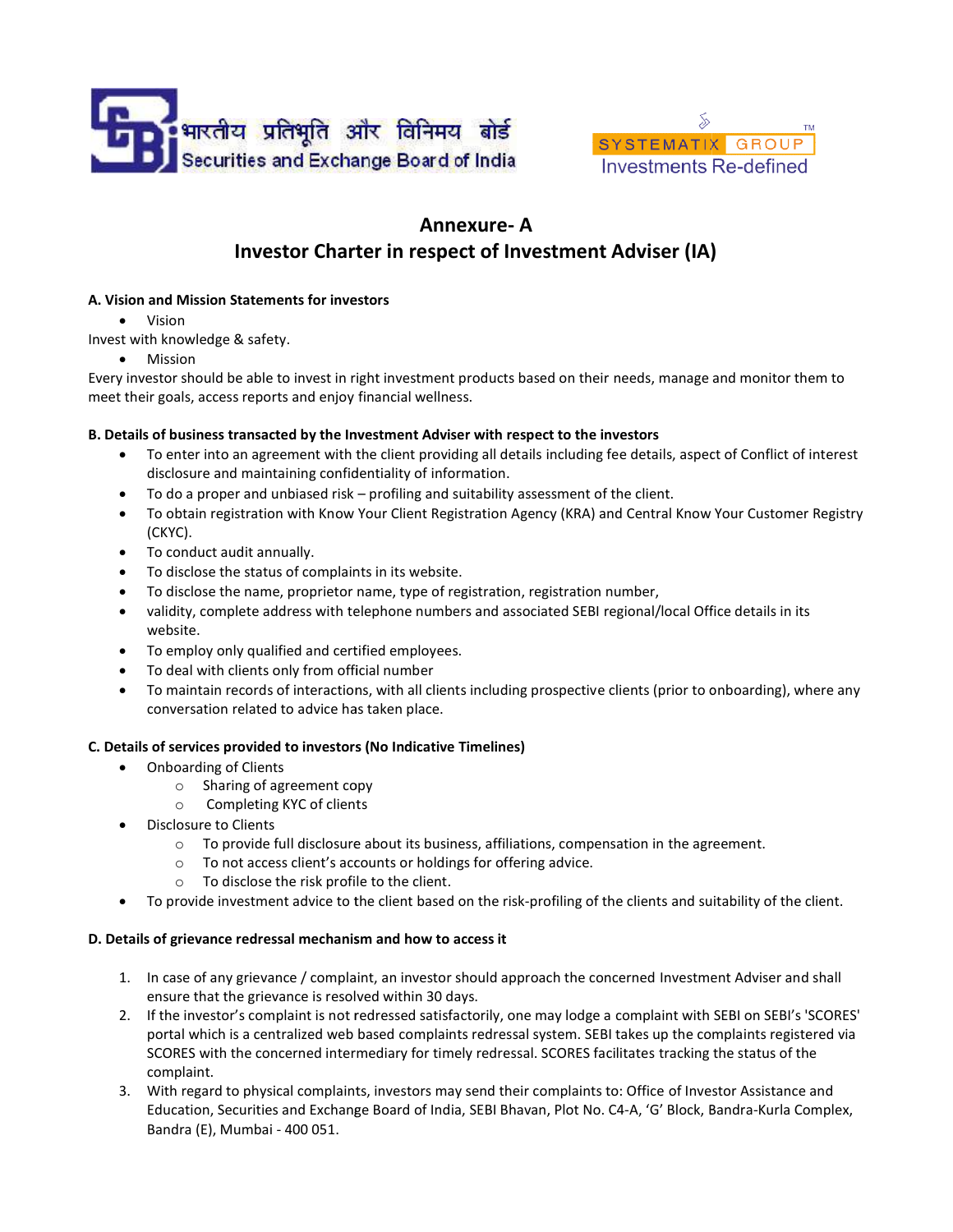भारतीय प्रतिभूति और विनिमय बोर्ड
Securities and Exchange Board of India

SYSTEMATIX GROUP
Investments Re-defined

# Annexure- A
# Investor Charter in respect of Investment Adviser (IA)

**A. Vision and Mission Statements for investors**

- Vision

Invest with knowledge & safety.

- Mission

Every investor should be able to invest in right investment products based on their needs, manage and monitor them to meet their goals, access reports and enjoy financial wellness.

**B. Details of business transacted by the Investment Adviser with respect to the investors**

- To enter into an agreement with the client providing all details including fee details, aspect of Conflict of interest disclosure and maintaining confidentiality of information.
- To do a proper and unbiased risk – profiling and suitability assessment of the client.
- To obtain registration with Know Your Client Registration Agency (KRA) and Central Know Your Customer Registry (CKYC).
- To conduct audit annually.
- To disclose the status of complaints in its website.
- To disclose the name, proprietor name, type of registration, registration number,
- validity, complete address with telephone numbers and associated SEBI regional/local Office details in its website.
- To employ only qualified and certified employees.
- To deal with clients only from official number
- To maintain records of interactions, with all clients including prospective clients (prior to onboarding), where any conversation related to advice has taken place.

**C. Details of services provided to investors (No Indicative Timelines)**

- Onboarding of Clients
  - Sharing of agreement copy
  - Completing KYC of clients
- Disclosure to Clients
  - To provide full disclosure about its business, affiliations, compensation in the agreement.
  - To not access client's accounts or holdings for offering advice.
  - To disclose the risk profile to the client.
- To provide investment advice to the client based on the risk-profiling of the clients and suitability of the client.

**D. Details of grievance redressal mechanism and how to access it**

1. In case of any grievance / complaint, an investor should approach the concerned Investment Adviser and shall ensure that the grievance is resolved within 30 days.
2. If the investor's complaint is not redressed satisfactorily, one may lodge a complaint with SEBI on SEBI's 'SCORES' portal which is a centralized web based complaints redressal system. SEBI takes up the complaints registered via SCORES with the concerned intermediary for timely redressal. SCORES facilitates tracking the status of the complaint.
3. With regard to physical complaints, investors may send their complaints to: Office of Investor Assistance and Education, Securities and Exchange Board of India, SEBI Bhavan, Plot No. C4-A, 'G' Block, Bandra-Kurla Complex, Bandra (E), Mumbai - 400 051.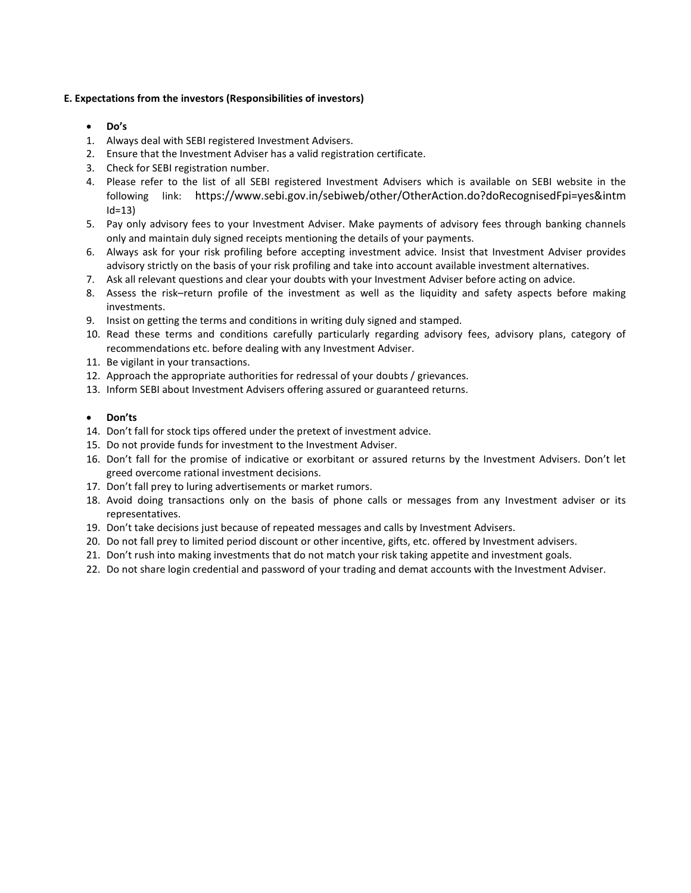**E. Expectations from the investors (Responsibilities of investors)**

- **Do's**

1. Always deal with SEBI registered Investment Advisers.
2. Ensure that the Investment Adviser has a valid registration certificate.
3. Check for SEBI registration number.
4. Please refer to the list of all SEBI registered Investment Advisers which is available on SEBI website in the following link: https://www.sebi.gov.in/sebiweb/other/OtherAction.do?doRecognisedFpi=yes&intmId=13)
5. Pay only advisory fees to your Investment Adviser. Make payments of advisory fees through banking channels only and maintain duly signed receipts mentioning the details of your payments.
6. Always ask for your risk profiling before accepting investment advice. Insist that Investment Adviser provides advisory strictly on the basis of your risk profiling and take into account available investment alternatives.
7. Ask all relevant questions and clear your doubts with your Investment Adviser before acting on advice.
8. Assess the risk–return profile of the investment as well as the liquidity and safety aspects before making investments.
9. Insist on getting the terms and conditions in writing duly signed and stamped.
10. Read these terms and conditions carefully particularly regarding advisory fees, advisory plans, category of recommendations etc. before dealing with any Investment Adviser.
11. Be vigilant in your transactions.
12. Approach the appropriate authorities for redressal of your doubts / grievances.
13. Inform SEBI about Investment Advisers offering assured or guaranteed returns.

- **Don'ts**

14. Don't fall for stock tips offered under the pretext of investment advice.
15. Do not provide funds for investment to the Investment Adviser.
16. Don't fall for the promise of indicative or exorbitant or assured returns by the Investment Advisers. Don't let greed overcome rational investment decisions.
17. Don't fall prey to luring advertisements or market rumors.
18. Avoid doing transactions only on the basis of phone calls or messages from any Investment adviser or its representatives.
19. Don't take decisions just because of repeated messages and calls by Investment Advisers.
20. Do not fall prey to limited period discount or other incentive, gifts, etc. offered by Investment advisers.
21. Don't rush into making investments that do not match your risk taking appetite and investment goals.
22. Do not share login credential and password of your trading and demat accounts with the Investment Adviser.